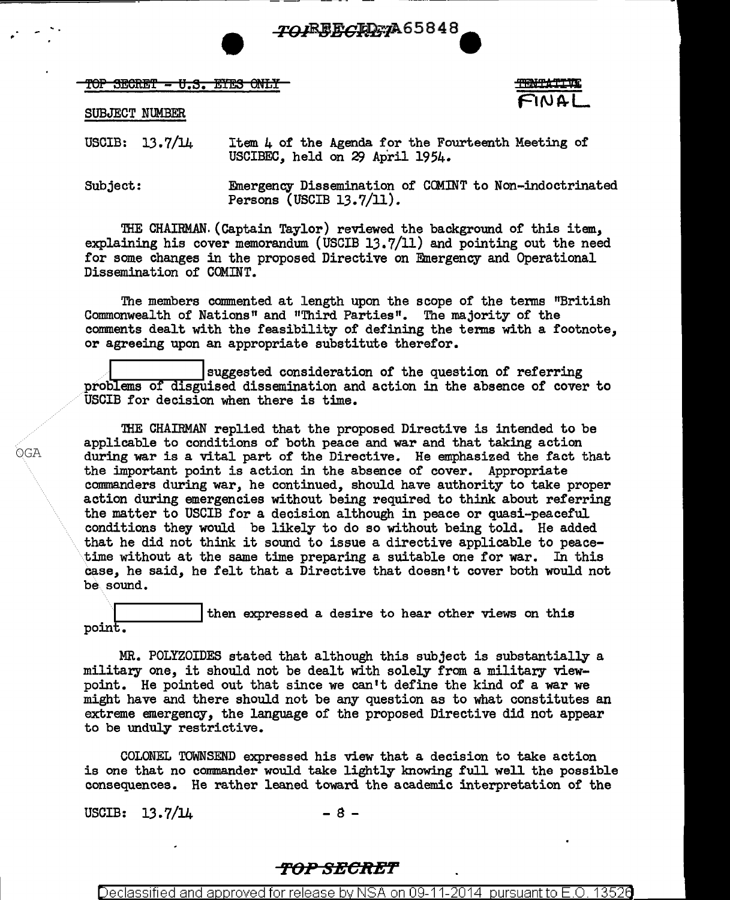TOP SECRET - U.S. EYES ONLY

TENTATIVE FINAL

SUBJECT NUMBER

USCIB: 13.7/14 Item 4 of the Agenda for the Fourteenth Meeting of USCIBEC, held on 29 April 1954.

Subject: Emergency Dissemination of COMINT to Non-indoctrinated Persons (USCIB 13.7/11).

THE CHAIRMAN (Captain Taylor) reviewed the background of this item, explaining his cover memorandum (USCIB 13.7/11) and pointing out the need for some changes in the proposed Directive on Emergency and Operational Dissemination of COMINT.

The members commented at length upon the scope of the terms "British Commonwealth of Nations" and "Third Parties". The majority of the comments dealt with the feasibility of defining the terms with a footnote, or agreeing upon an appropriate substitute therefor.

[redacted] suggested consideration of the question of referring problems of disguised dissemination and action in the absence of cover to USCIB for decision when there is time.

OGA

THE CHAIRMAN replied that the proposed Directive is intended to be applicable to conditions of both peace and war and that taking action during war is a vital part of the Directive. He emphasized the fact that the important point is action in the absence of cover. Appropriate commanders during war, he continued, should have authority to take proper action during emergencies without being required to think about referring the matter to USCIB for a decision although in peace or quasi-peaceful conditions they would be likely to do so without being told. He added that he did not think it sound to issue a directive applicable to peacetime without at the same time preparing a suitable one for war. In this case, he said, he felt that a Directive that doesn't cover both would not be sound.

[redacted] then expressed a desire to hear other views on this point.

MR. POLYZOIDES stated that although this subject is substantially a military one, it should not be dealt with solely from a military viewpoint. He pointed out that since we can't define the kind of a war we might have and there should not be any question as to what constitutes an extreme emergency, the language of the proposed Directive did not appear to be unduly restrictive.

COLONEL TOWNSEND expressed his view that a decision to take action is one that no commander would take lightly knowing full well the possible consequences. He rather leaned toward the academic interpretation of the

USCIB: 13.7/14

TOP SECRET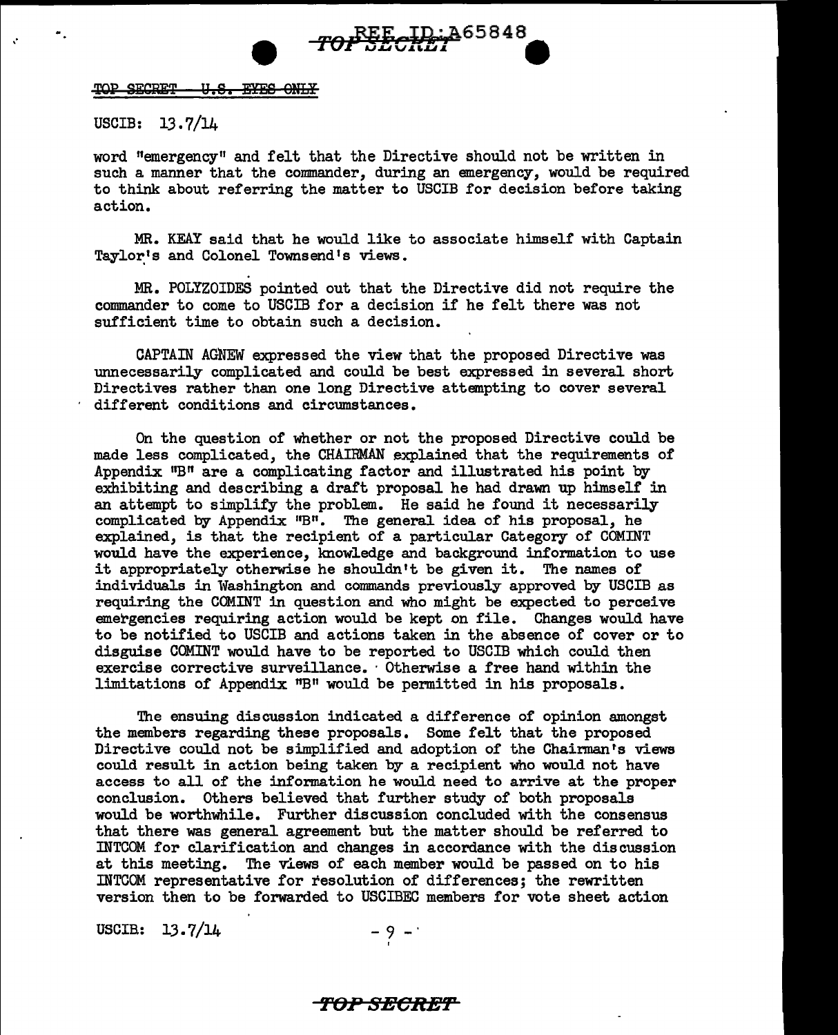word "emergency" and felt that the Directive should not be written in such a manner that the commander, during an emergency, would be required to think about referring the matter to USCIB for decision before taking action.

MR. KEAY said that he would like to associate himself with Captain Taylor's and Colonel Townsend's views.

MR. POLYZOIDES pointed out that the Directive did not require the commander to come to USCIB for a decision if he felt there was not sufficient time to obtain such a decision.

CAPTAIN AGNEW expressed the view that the proposed Directive was unnecessarily complicated and could be best expressed in several short Directives rather than one long Directive attempting to cover several different conditions and circumstances.

On the question of whether or not the proposed Directive could be made less complicated, the CHAIRMAN explained that the requirements of Appendix "B" are a complicating factor and illustrated his point by exhibiting and describing a draft proposal he had drawn up himself in an attempt to simplify the problem. He said he found it necessarily complicated by Appendix "B". The general idea of his proposal, he explained, is that the recipient of a particular Category of COMINT would have the experience, knowledge and background information to use it appropriately otherwise he shouldn't be given it. The names of individuals in Washington and commands previously approved by USCIB as requiring the COMINT in question and who might be expected to perceive emergencies requiring action would be kept on file. Changes would have to be notified to USCIB and actions taken in the absence of cover or to disguise COMINT would have to be reported to USCIB which could then exercise corrective surveillance. Otherwise a free hand within the limitations of Appendix "B" would be permitted in his proposals.

The ensuing discussion indicated a difference of opinion amongst the members regarding these proposals. Some felt that the proposed Directive could not be simplified and adoption of the Chairman's views could result in action being taken by a recipient who would not have access to all of the information he would need to arrive at the proper conclusion. Others believed that further study of both proposals would be worthwhile. Further discussion concluded with the consensus that there was general agreement but the matter should be referred to INTCOM for clarification and changes in accordance with the discussion at this meeting. The views of each member would be passed on to his INTCOM representative for resolution of differences; the rewritten version then to be forwarded to USCIBEC members for vote sheet action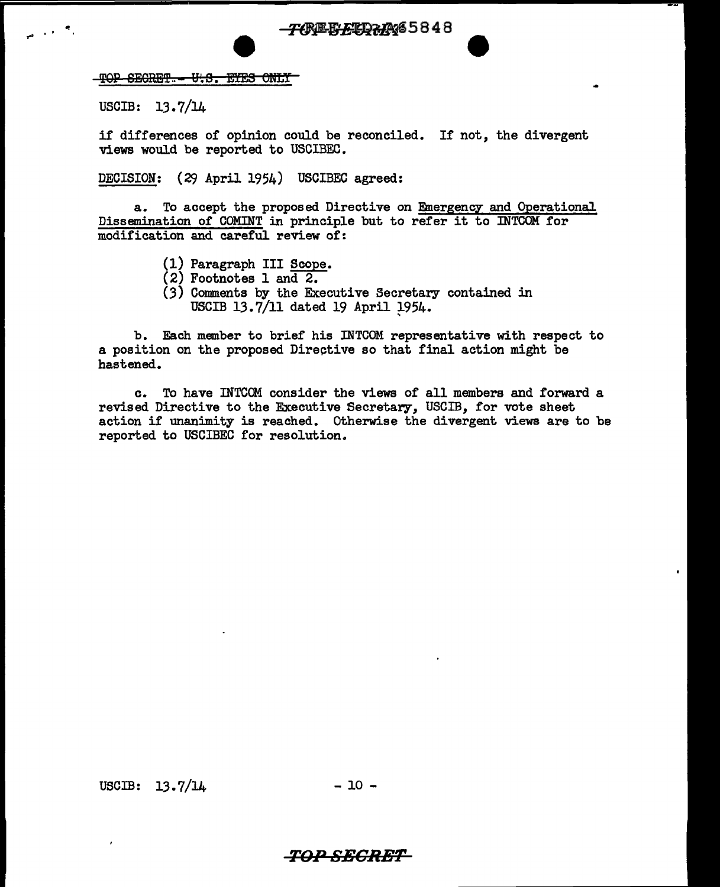if differences of opinion could be reconciled. If not, the divergent views would be reported to USCIBEC.

DECISION: (29 April 1954) USCIBEC agreed:

a. To accept the proposed Directive on Emergency and Operational Dissemination of COMINT in principle but to refer it to INTCOM for modification and careful review of:

(1) Paragraph III Scope.
(2) Footnotes 1 and 2.
(3) Comments by the Executive Secretary contained in USCIB 13.7/11 dated 19 April 1954.

b. Each member to brief his INTCOM representative with respect to a position on the proposed Directive so that final action might be hastened.

c. To have INTCOM consider the views of all members and forward a revised Directive to the Executive Secretary, USCIB, for vote sheet action if unanimity is reached. Otherwise the divergent views are to be reported to USCIBEC for resolution.